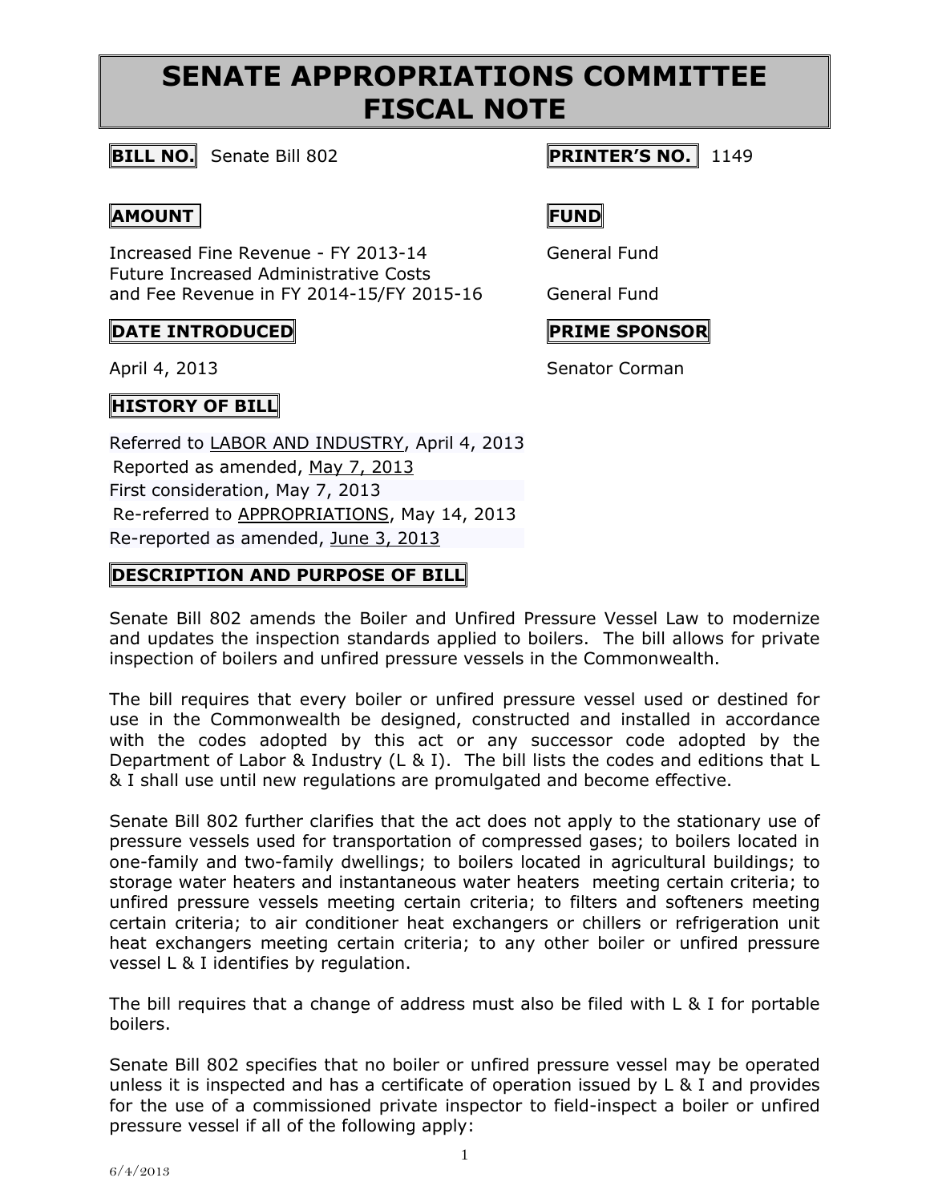# SENATE APPROPRIATIONS COMMITTEE FISCAL NOTE

**BILL NO.** Senate Bill 802

**PRINTER'S NO.** 1149

| **AMOUNT** | **FUND** |
|---|---|
| Increased Fine Revenue - FY 2013-14 | General Fund |
| Future Increased Administrative Costs and Fee Revenue in FY 2014-15/FY 2015-16 | General Fund |

| **DATE INTRODUCED** | **PRIME SPONSOR** |
|---|---|
| April 4, 2013 | Senator Corman |

**HISTORY OF BILL**

Referred to LABOR AND INDUSTRY, April 4, 2013
Reported as amended, May 7, 2013
First consideration, May 7, 2013
Re-referred to APPROPRIATIONS, May 14, 2013
Re-reported as amended, June 3, 2013

**DESCRIPTION AND PURPOSE OF BILL**

Senate Bill 802 amends the Boiler and Unfired Pressure Vessel Law to modernize and updates the inspection standards applied to boilers. The bill allows for private inspection of boilers and unfired pressure vessels in the Commonwealth.

The bill requires that every boiler or unfired pressure vessel used or destined for use in the Commonwealth be designed, constructed and installed in accordance with the codes adopted by this act or any successor code adopted by the Department of Labor & Industry (L & I). The bill lists the codes and editions that L & I shall use until new regulations are promulgated and become effective.

Senate Bill 802 further clarifies that the act does not apply to the stationary use of pressure vessels used for transportation of compressed gases; to boilers located in one-family and two-family dwellings; to boilers located in agricultural buildings; to storage water heaters and instantaneous water heaters meeting certain criteria; to unfired pressure vessels meeting certain criteria; to filters and softeners meeting certain criteria; to air conditioner heat exchangers or chillers or refrigeration unit heat exchangers meeting certain criteria; to any other boiler or unfired pressure vessel L & I identifies by regulation.

The bill requires that a change of address must also be filed with L & I for portable boilers.

Senate Bill 802 specifies that no boiler or unfired pressure vessel may be operated unless it is inspected and has a certificate of operation issued by L & I and provides for the use of a commissioned private inspector to field-inspect a boiler or unfired pressure vessel if all of the following apply: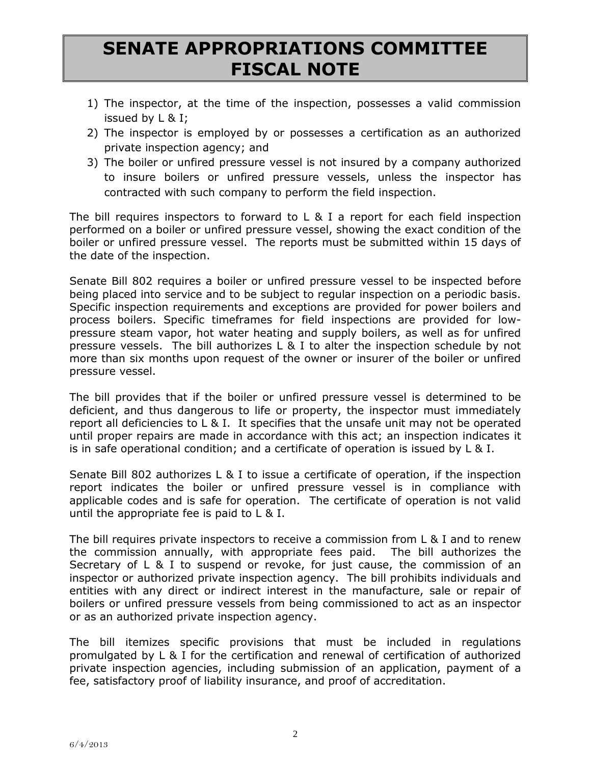# SENATE APPROPRIATIONS COMMITTEE FISCAL NOTE

1) The inspector, at the time of the inspection, possesses a valid commission issued by L & I;
2) The inspector is employed by or possesses a certification as an authorized private inspection agency; and
3) The boiler or unfired pressure vessel is not insured by a company authorized to insure boilers or unfired pressure vessels, unless the inspector has contracted with such company to perform the field inspection.

The bill requires inspectors to forward to L & I a report for each field inspection performed on a boiler or unfired pressure vessel, showing the exact condition of the boiler or unfired pressure vessel. The reports must be submitted within 15 days of the date of the inspection.

Senate Bill 802 requires a boiler or unfired pressure vessel to be inspected before being placed into service and to be subject to regular inspection on a periodic basis. Specific inspection requirements and exceptions are provided for power boilers and process boilers. Specific timeframes for field inspections are provided for low-pressure steam vapor, hot water heating and supply boilers, as well as for unfired pressure vessels. The bill authorizes L & I to alter the inspection schedule by not more than six months upon request of the owner or insurer of the boiler or unfired pressure vessel.

The bill provides that if the boiler or unfired pressure vessel is determined to be deficient, and thus dangerous to life or property, the inspector must immediately report all deficiencies to L & I. It specifies that the unsafe unit may not be operated until proper repairs are made in accordance with this act; an inspection indicates it is in safe operational condition; and a certificate of operation is issued by L & I.

Senate Bill 802 authorizes L & I to issue a certificate of operation, if the inspection report indicates the boiler or unfired pressure vessel is in compliance with applicable codes and is safe for operation. The certificate of operation is not valid until the appropriate fee is paid to L & I.

The bill requires private inspectors to receive a commission from L & I and to renew the commission annually, with appropriate fees paid. The bill authorizes the Secretary of L & I to suspend or revoke, for just cause, the commission of an inspector or authorized private inspection agency. The bill prohibits individuals and entities with any direct or indirect interest in the manufacture, sale or repair of boilers or unfired pressure vessels from being commissioned to act as an inspector or as an authorized private inspection agency.

The bill itemizes specific provisions that must be included in regulations promulgated by L & I for the certification and renewal of certification of authorized private inspection agencies, including submission of an application, payment of a fee, satisfactory proof of liability insurance, and proof of accreditation.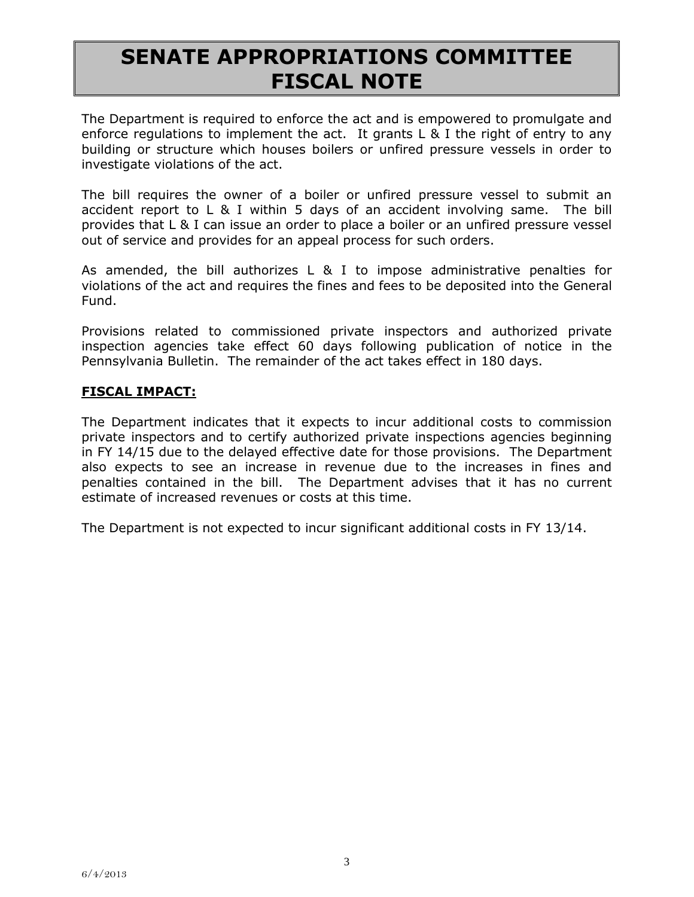# SENATE APPROPRIATIONS COMMITTEE FISCAL NOTE

The Department is required to enforce the act and is empowered to promulgate and enforce regulations to implement the act. It grants L & I the right of entry to any building or structure which houses boilers or unfired pressure vessels in order to investigate violations of the act.

The bill requires the owner of a boiler or unfired pressure vessel to submit an accident report to L & I within 5 days of an accident involving same. The bill provides that L & I can issue an order to place a boiler or an unfired pressure vessel out of service and provides for an appeal process for such orders.

As amended, the bill authorizes L & I to impose administrative penalties for violations of the act and requires the fines and fees to be deposited into the General Fund.

Provisions related to commissioned private inspectors and authorized private inspection agencies take effect 60 days following publication of notice in the Pennsylvania Bulletin. The remainder of the act takes effect in 180 days.

**FISCAL IMPACT:**

The Department indicates that it expects to incur additional costs to commission private inspectors and to certify authorized private inspections agencies beginning in FY 14/15 due to the delayed effective date for those provisions. The Department also expects to see an increase in revenue due to the increases in fines and penalties contained in the bill. The Department advises that it has no current estimate of increased revenues or costs at this time.

The Department is not expected to incur significant additional costs in FY 13/14.

6/4/2013